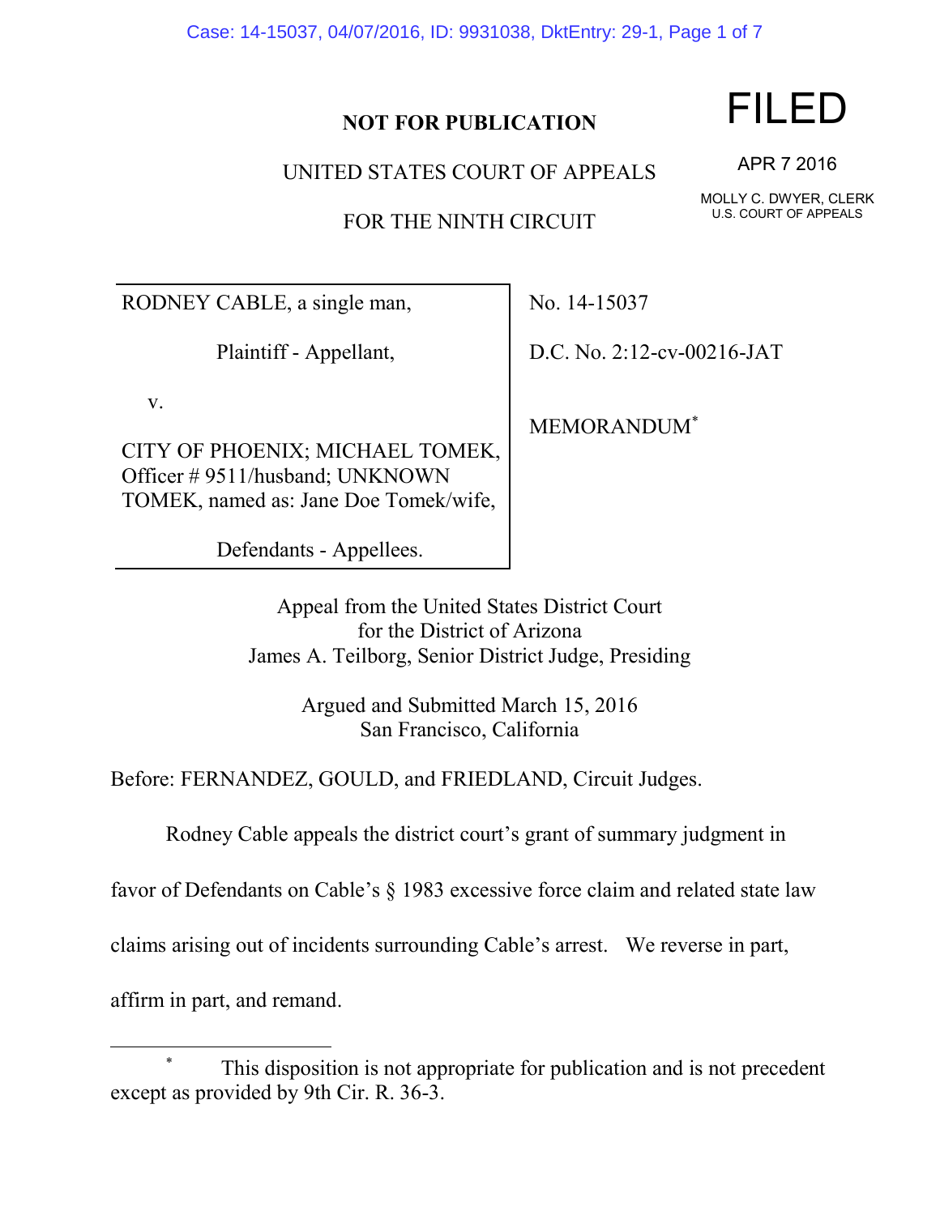**NOT FOR PUBLICATION**

UNITED STATES COURT OF APPEALS

FOR THE NINTH CIRCUIT

FILED

APR 7 2016

MOLLY C. DWYER, CLERK
U.S. COURT OF APPEALS

| | |
|---|---|
| RODNEY CABLE, a single man,<br><br>Plaintiff - Appellant,<br><br>v.<br><br>CITY OF PHOENIX; MICHAEL TOMEK, Officer # 9511/husband; UNKNOWN TOMEK, named as: Jane Doe Tomek/wife,<br><br>Defendants - Appellees. | No. 14-15037<br><br>D.C. No. 2:12-cv-00216-JAT<br><br>MEMORANDUM* |

Appeal from the United States District Court
for the District of Arizona
James A. Teilborg, Senior District Judge, Presiding

Argued and Submitted March 15, 2016
San Francisco, California

Before: FERNANDEZ, GOULD, and FRIEDLAND, Circuit Judges.

Rodney Cable appeals the district court's grant of summary judgment in favor of Defendants on Cable's § 1983 excessive force claim and related state law claims arising out of incidents surrounding Cable's arrest. We reverse in part, affirm in part, and remand.

---

\* This disposition is not appropriate for publication and is not precedent except as provided by 9th Cir. R. 36-3.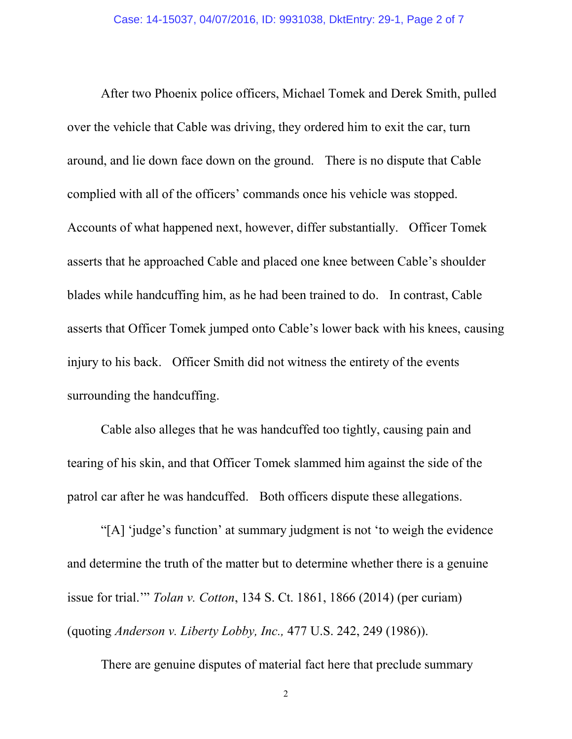After two Phoenix police officers, Michael Tomek and Derek Smith, pulled over the vehicle that Cable was driving, they ordered him to exit the car, turn around, and lie down face down on the ground. There is no dispute that Cable complied with all of the officers' commands once his vehicle was stopped. Accounts of what happened next, however, differ substantially. Officer Tomek asserts that he approached Cable and placed one knee between Cable's shoulder blades while handcuffing him, as he had been trained to do. In contrast, Cable asserts that Officer Tomek jumped onto Cable's lower back with his knees, causing injury to his back. Officer Smith did not witness the entirety of the events surrounding the handcuffing.

Cable also alleges that he was handcuffed too tightly, causing pain and tearing of his skin, and that Officer Tomek slammed him against the side of the patrol car after he was handcuffed. Both officers dispute these allegations.

"[A] 'judge's function' at summary judgment is not 'to weigh the evidence and determine the truth of the matter but to determine whether there is a genuine issue for trial.'" *Tolan v. Cotton*, 134 S. Ct. 1861, 1866 (2014) (per curiam) (quoting *Anderson v. Liberty Lobby, Inc.,* 477 U.S. 242, 249 (1986)).

There are genuine disputes of material fact here that preclude summary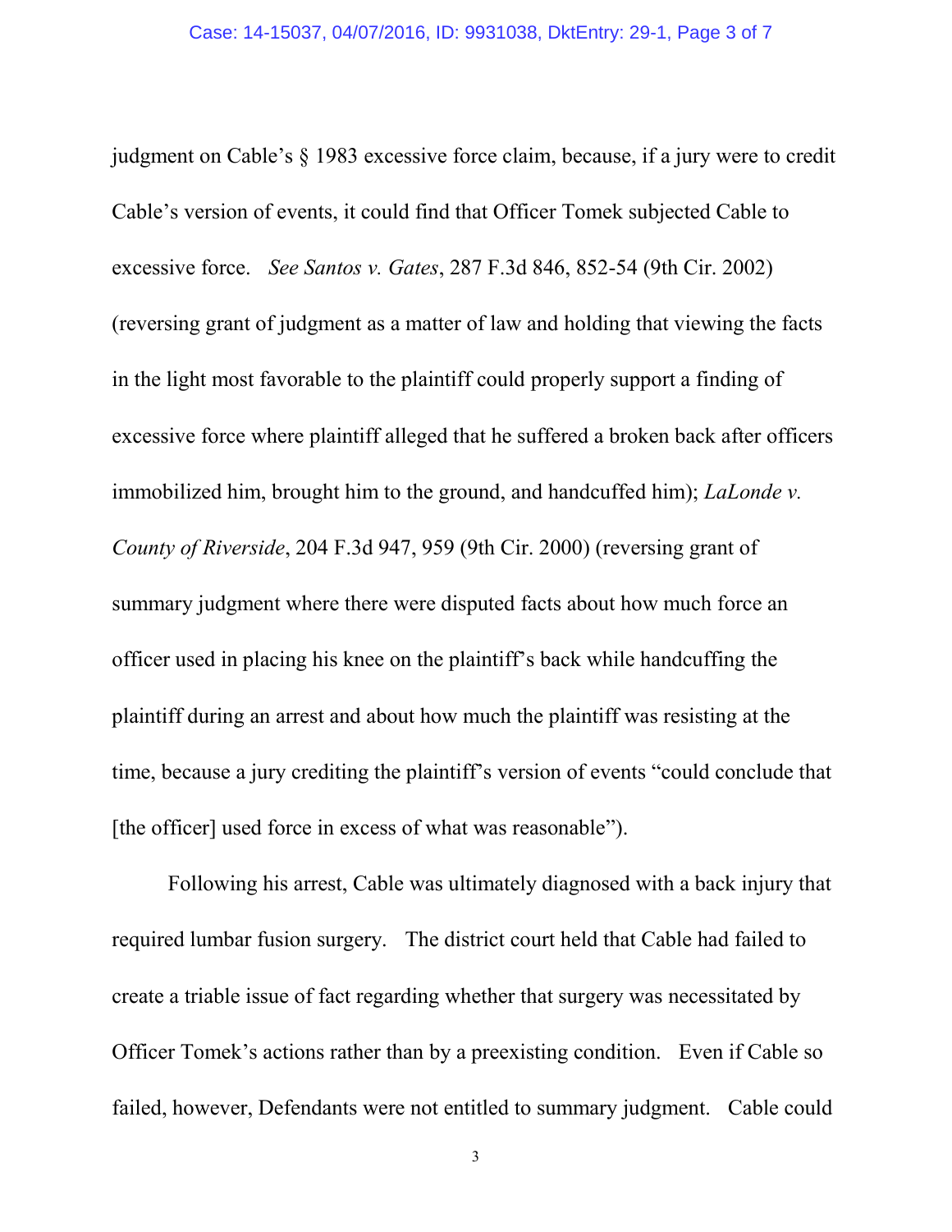judgment on Cable's § 1983 excessive force claim, because, if a jury were to credit Cable's version of events, it could find that Officer Tomek subjected Cable to excessive force. *See Santos v. Gates*, 287 F.3d 846, 852-54 (9th Cir. 2002) (reversing grant of judgment as a matter of law and holding that viewing the facts in the light most favorable to the plaintiff could properly support a finding of excessive force where plaintiff alleged that he suffered a broken back after officers immobilized him, brought him to the ground, and handcuffed him); *LaLonde v. County of Riverside*, 204 F.3d 947, 959 (9th Cir. 2000) (reversing grant of summary judgment where there were disputed facts about how much force an officer used in placing his knee on the plaintiff's back while handcuffing the plaintiff during an arrest and about how much the plaintiff was resisting at the time, because a jury crediting the plaintiff's version of events "could conclude that [the officer] used force in excess of what was reasonable").

Following his arrest, Cable was ultimately diagnosed with a back injury that required lumbar fusion surgery. The district court held that Cable had failed to create a triable issue of fact regarding whether that surgery was necessitated by Officer Tomek's actions rather than by a preexisting condition. Even if Cable so failed, however, Defendants were not entitled to summary judgment. Cable could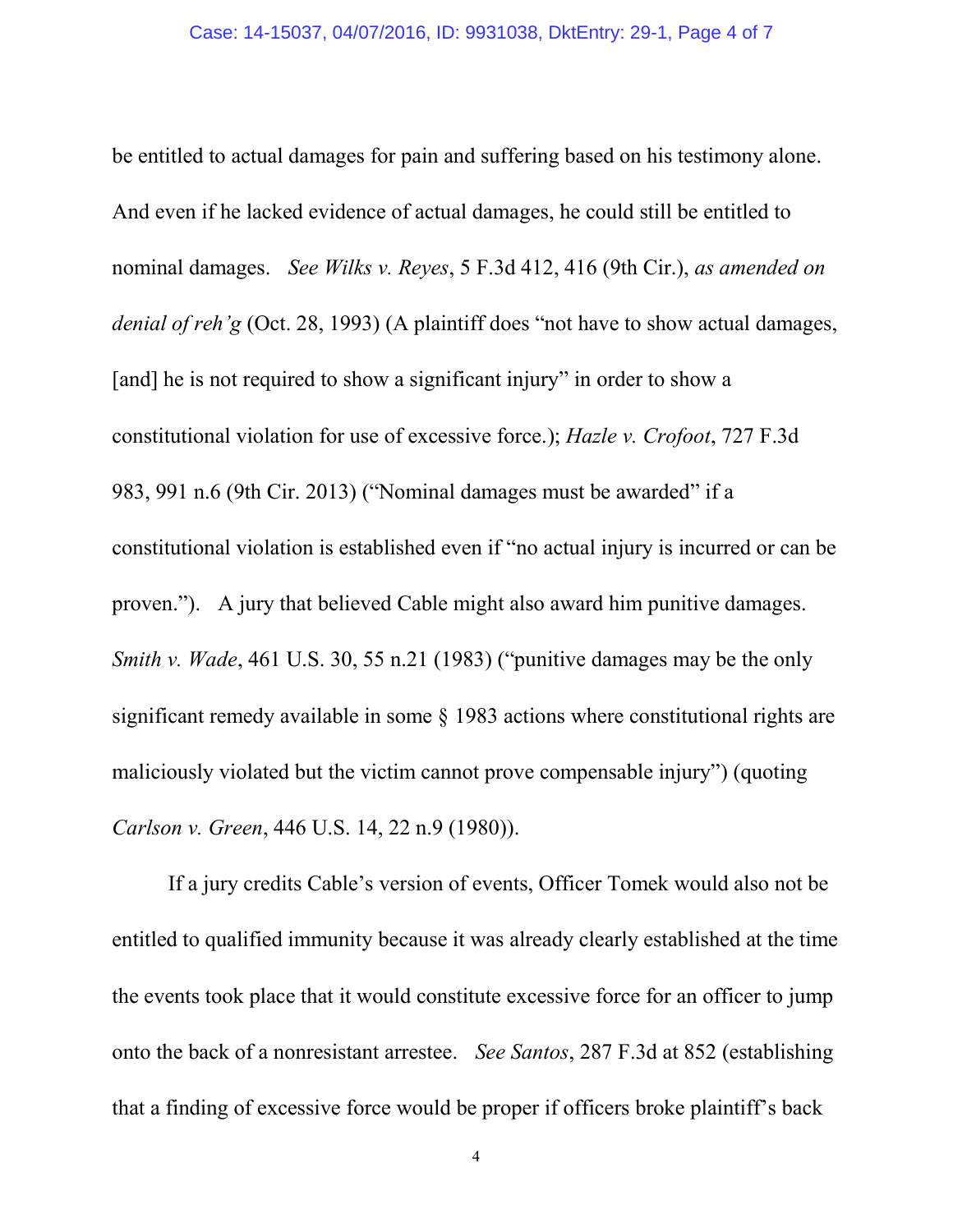be entitled to actual damages for pain and suffering based on his testimony alone. And even if he lacked evidence of actual damages, he could still be entitled to nominal damages. *See Wilks v. Reyes*, 5 F.3d 412, 416 (9th Cir.), *as amended on denial of reh'g* (Oct. 28, 1993) (A plaintiff does "not have to show actual damages, [and] he is not required to show a significant injury" in order to show a constitutional violation for use of excessive force.); *Hazle v. Crofoot*, 727 F.3d 983, 991 n.6 (9th Cir. 2013) ("Nominal damages must be awarded" if a constitutional violation is established even if "no actual injury is incurred or can be proven."). A jury that believed Cable might also award him punitive damages. *Smith v. Wade*, 461 U.S. 30, 55 n.21 (1983) ("punitive damages may be the only significant remedy available in some § 1983 actions where constitutional rights are maliciously violated but the victim cannot prove compensable injury") (quoting *Carlson v. Green*, 446 U.S. 14, 22 n.9 (1980)).

If a jury credits Cable's version of events, Officer Tomek would also not be entitled to qualified immunity because it was already clearly established at the time the events took place that it would constitute excessive force for an officer to jump onto the back of a nonresistant arrestee. *See Santos*, 287 F.3d at 852 (establishing that a finding of excessive force would be proper if officers broke plaintiff's back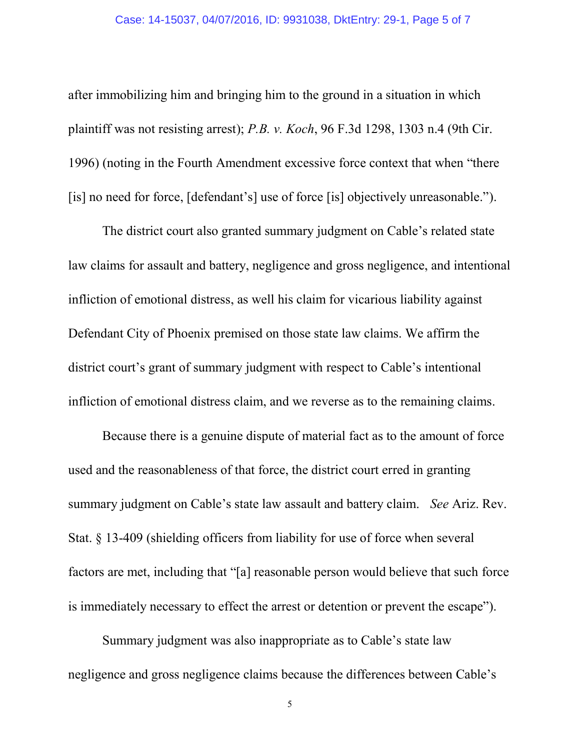after immobilizing him and bringing him to the ground in a situation in which plaintiff was not resisting arrest); *P.B. v. Koch*, 96 F.3d 1298, 1303 n.4 (9th Cir. 1996) (noting in the Fourth Amendment excessive force context that when "there [is] no need for force, [defendant's] use of force [is] objectively unreasonable.").

The district court also granted summary judgment on Cable's related state law claims for assault and battery, negligence and gross negligence, and intentional infliction of emotional distress, as well his claim for vicarious liability against Defendant City of Phoenix premised on those state law claims. We affirm the district court's grant of summary judgment with respect to Cable's intentional infliction of emotional distress claim, and we reverse as to the remaining claims.

Because there is a genuine dispute of material fact as to the amount of force used and the reasonableness of that force, the district court erred in granting summary judgment on Cable's state law assault and battery claim. *See* Ariz. Rev. Stat. § 13-409 (shielding officers from liability for use of force when several factors are met, including that "[a] reasonable person would believe that such force is immediately necessary to effect the arrest or detention or prevent the escape").

Summary judgment was also inappropriate as to Cable's state law negligence and gross negligence claims because the differences between Cable's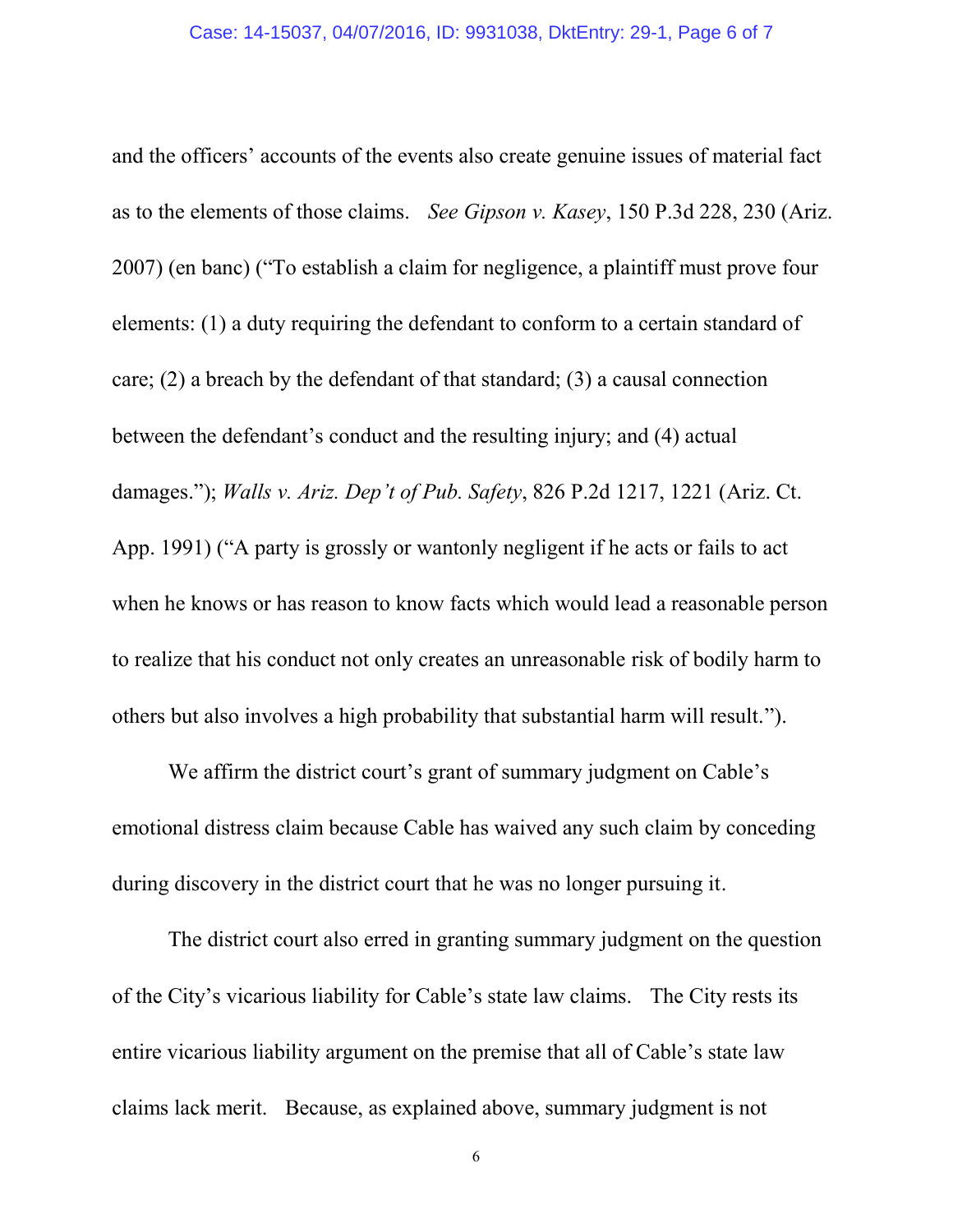and the officers' accounts of the events also create genuine issues of material fact as to the elements of those claims. *See Gipson v. Kasey*, 150 P.3d 228, 230 (Ariz. 2007) (en banc) ("To establish a claim for negligence, a plaintiff must prove four elements: (1) a duty requiring the defendant to conform to a certain standard of care; (2) a breach by the defendant of that standard; (3) a causal connection between the defendant's conduct and the resulting injury; and (4) actual damages."); *Walls v. Ariz. Dep't of Pub. Safety*, 826 P.2d 1217, 1221 (Ariz. Ct. App. 1991) ("A party is grossly or wantonly negligent if he acts or fails to act when he knows or has reason to know facts which would lead a reasonable person to realize that his conduct not only creates an unreasonable risk of bodily harm to others but also involves a high probability that substantial harm will result.").

We affirm the district court's grant of summary judgment on Cable's emotional distress claim because Cable has waived any such claim by conceding during discovery in the district court that he was no longer pursuing it.

The district court also erred in granting summary judgment on the question of the City's vicarious liability for Cable's state law claims. The City rests its entire vicarious liability argument on the premise that all of Cable's state law claims lack merit. Because, as explained above, summary judgment is not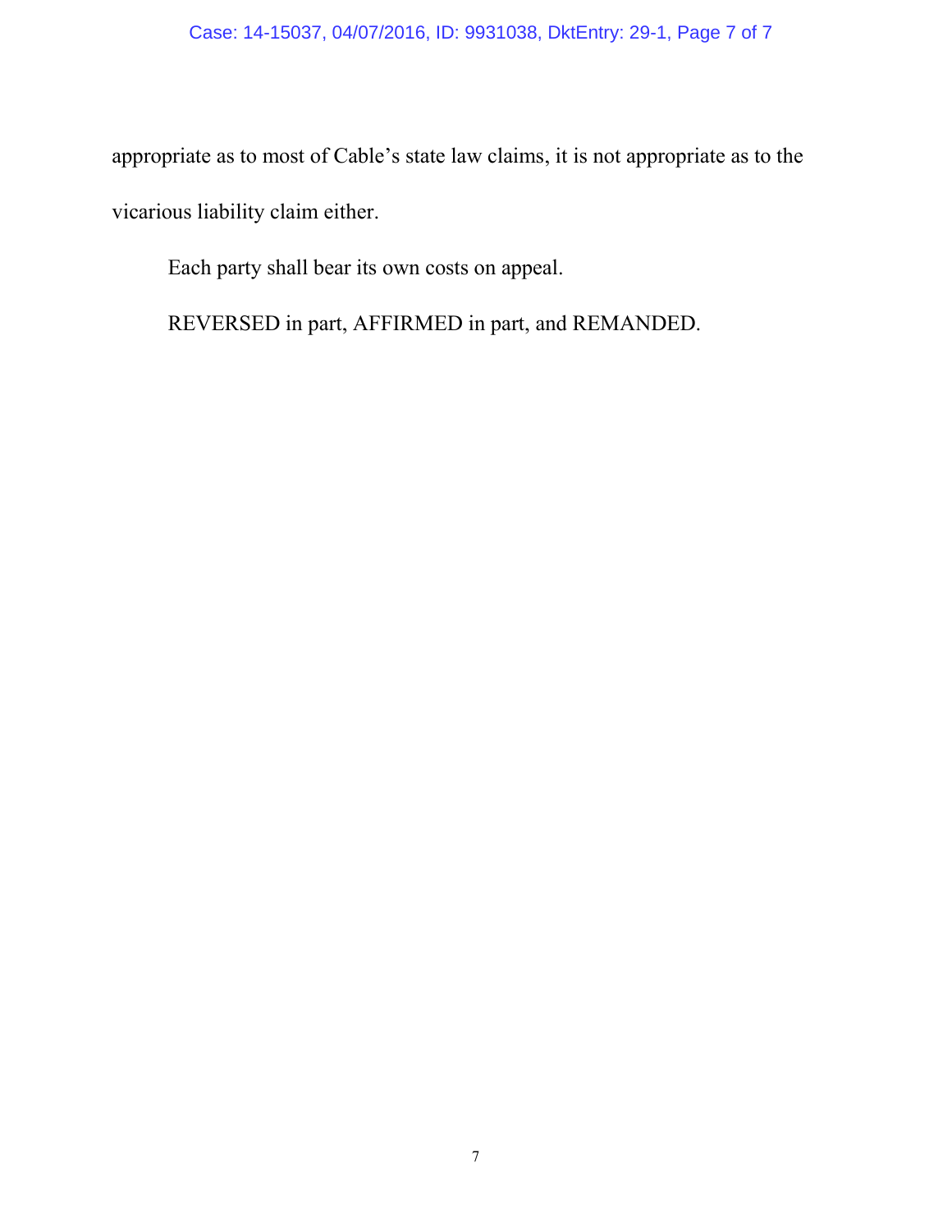appropriate as to most of Cable's state law claims, it is not appropriate as to the vicarious liability claim either.

Each party shall bear its own costs on appeal.

REVERSED in part, AFFIRMED in part, and REMANDED.